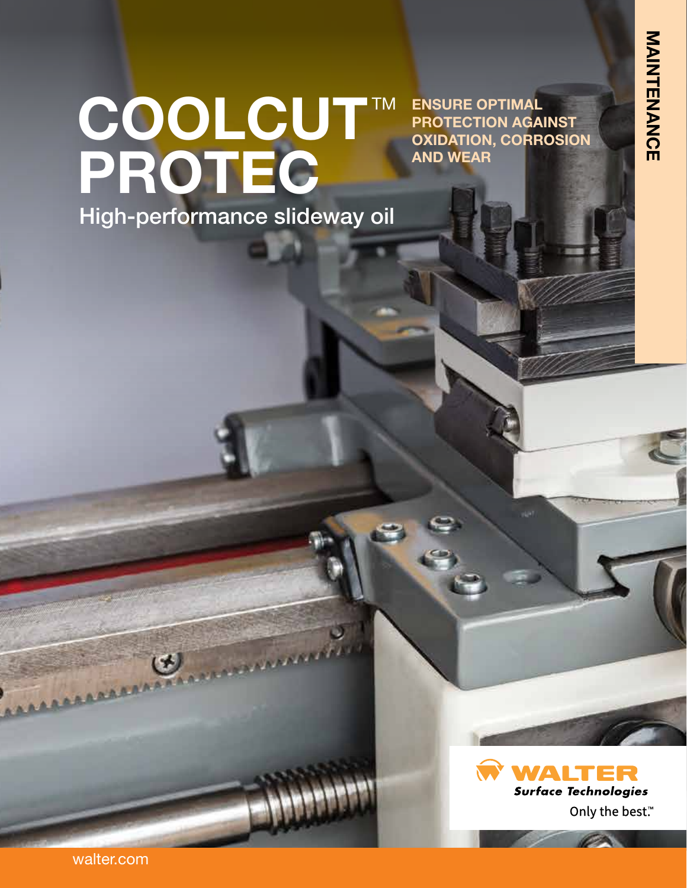# COOLCUT™ PROTEC

High-performance slideway oil

**ENSURE OPTIMAL PROTECTION AGAINST OXIDATION, CORROSION AND WEAR**

**MAINTENANCE**

WALTER Surface Technologies

Only the best.™

walter.com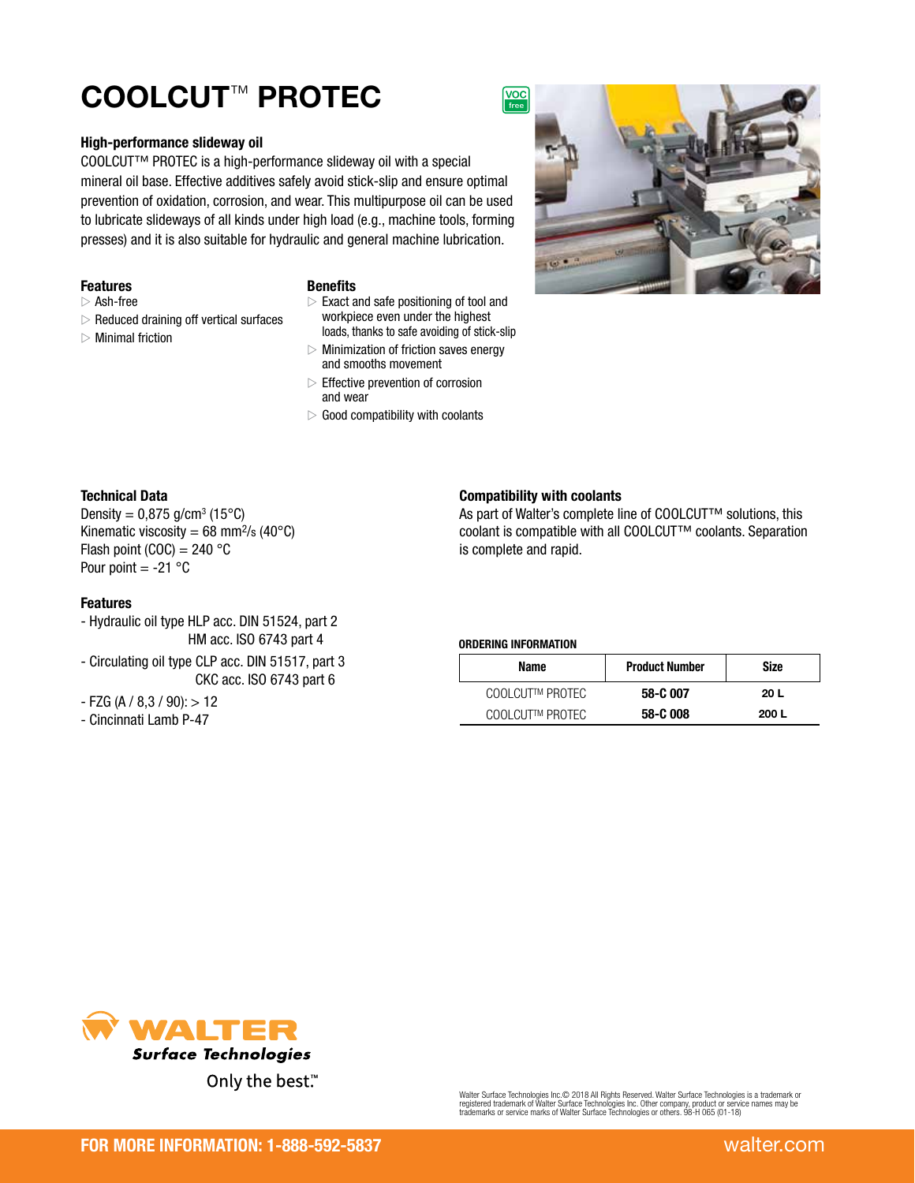# COOLCUT™ PROTEC

VOC free

### High-performance slideway oil

COOLCUT™ PROTEC is a high-performance slideway oil with a special mineral oil base. Effective additives safely avoid stick-slip and ensure optimal prevention of oxidation, corrosion, and wear. This multipurpose oil can be used to lubricate slideways of all kinds under high load (e.g., machine tools, forming presses) and it is also suitable for hydraulic and general machine lubrication.

### Features

- Ash-free
- Reduced draining off vertical surfaces
- Minimal friction

### Benefits

- Exact and safe positioning of tool and workpiece even under the highest loads, thanks to safe avoiding of stick-slip
- Minimization of friction saves energy and smooths movement
- Effective prevention of corrosion and wear
- Good compatibility with coolants

### Technical Data

Density = 0,875 g/cm$^3$ (15°C)
Kinematic viscosity = 68 mm$^2$/s (40°C)
Flash point (COC) = 240 °C
Pour point = -21 °C

### Features

- Hydraulic oil type HLP acc. DIN 51524, part 2
  HM acc. ISO 6743 part 4
- Circulating oil type CLP acc. DIN 51517, part 3
  CKC acc. ISO 6743 part 6
- FZG (A / 8,3 / 90): > 12
- Cincinnati Lamb P-47

### Compatibility with coolants

As part of Walter's complete line of COOLCUT™ solutions, this coolant is compatible with all COOLCUT™ coolants. Separation is complete and rapid.

#### ORDERING INFORMATION

| Name | Product Number | Size |
|---|---|---|
| COOLCUT™ PROTEC | **58-C 007** | **20 L** |
| COOLCUT™ PROTEC | **58-C 008** | **200 L** |

WALTER Surface Technologies
Only the best.™

Walter Surface Technologies Inc.© 2018 All Rights Reserved. Walter Surface Technologies is a trademark or registered trademark of Walter Surface Technologies Inc. Other company, product or service names may be trademarks or service marks of Walter Surface Technologies or others. 98-H 065 (01-18)

**FOR MORE INFORMATION: 1-888-592-5837** walter.com